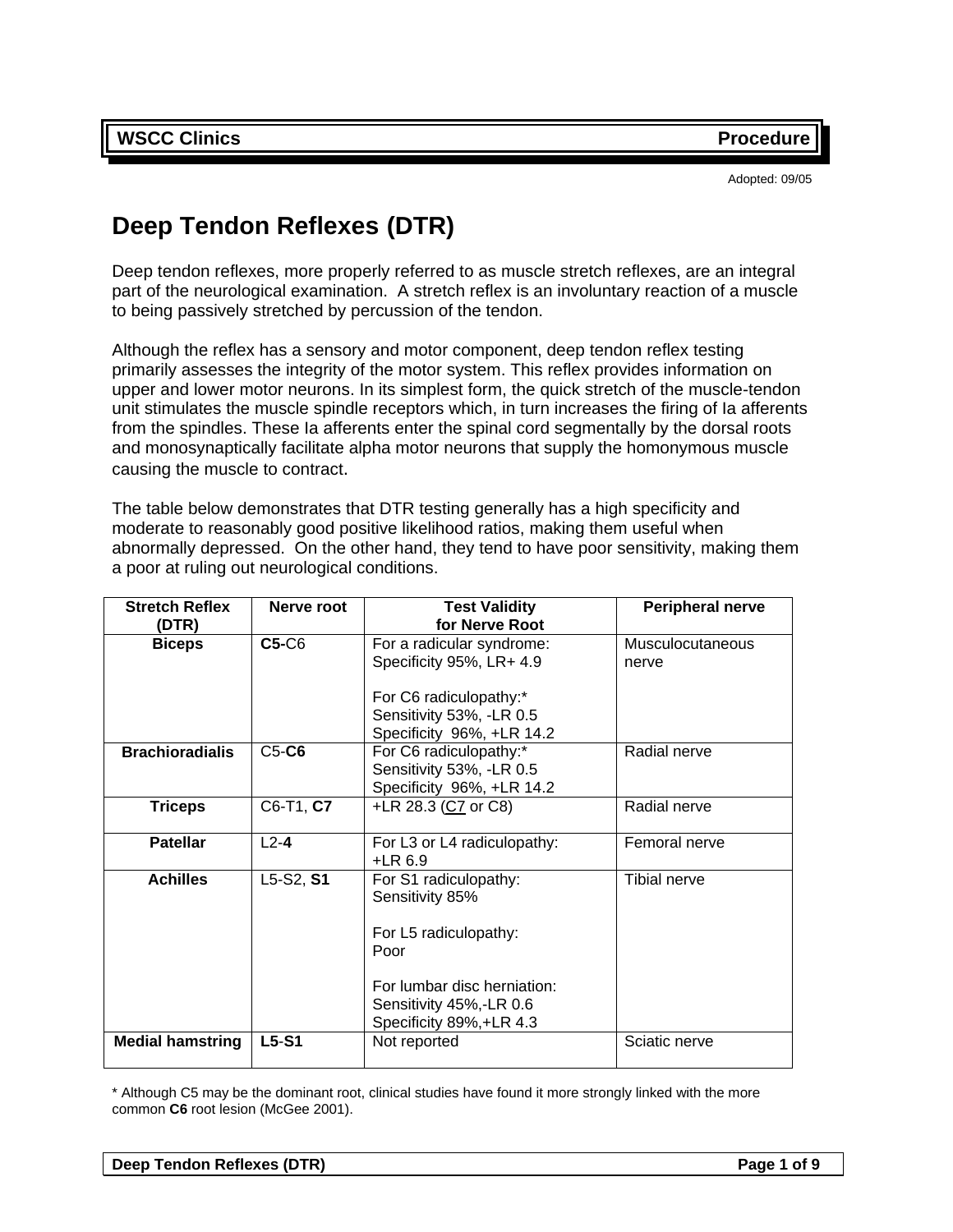WSCC Clinics | Procedure

Adopted: 09/05

# Deep Tendon Reflexes (DTR)

Deep tendon reflexes, more properly referred to as muscle stretch reflexes, are an integral part of the neurological examination. A stretch reflex is an involuntary reaction of a muscle to being passively stretched by percussion of the tendon.

Although the reflex has a sensory and motor component, deep tendon reflex testing primarily assesses the integrity of the motor system. This reflex provides information on upper and lower motor neurons. In its simplest form, the quick stretch of the muscle-tendon unit stimulates the muscle spindle receptors which, in turn increases the firing of Ia afferents from the spindles. These Ia afferents enter the spinal cord segmentally by the dorsal roots and monosynaptically facilitate alpha motor neurons that supply the homonymous muscle causing the muscle to contract.

The table below demonstrates that DTR testing generally has a high specificity and moderate to reasonably good positive likelihood ratios, making them useful when abnormally depressed. On the other hand, they tend to have poor sensitivity, making them a poor at ruling out neurological conditions.

| Stretch Reflex (DTR) | Nerve root | Test Validity for Nerve Root | Peripheral nerve |
|---|---|---|---|
| **Biceps** | **C5-**C6 | For a radicular syndrome:<br>Specificity 95%, LR+ 4.9<br><br>For C6 radiculopathy:*<br>Sensitivity 53%, -LR 0.5<br>Specificity 96%, +LR 14.2 | Musculocutaneous nerve |
| **Brachioradialis** | C5-**C6** | For C6 radiculopathy:*<br>Sensitivity 53%, -LR 0.5<br>Specificity 96%, +LR 14.2 | Radial nerve |
| **Triceps** | C6-T1, **C7** | +LR 28.3 (C7 or C8) | Radial nerve |
| **Patellar** | L2-**4** | For L3 or L4 radiculopathy:<br>+LR 6.9 | Femoral nerve |
| **Achilles** | L5-S2, **S1** | For S1 radiculopathy:<br>Sensitivity 85%<br><br>For L5 radiculopathy:<br>Poor<br><br>For lumbar disc herniation:<br>Sensitivity 45%,-LR 0.6<br>Specificity 89%,+LR 4.3 | Tibial nerve |
| **Medial hamstring** | **L5**-**S1** | Not reported | Sciatic nerve |

\* Although C5 may be the dominant root, clinical studies have found it more strongly linked with the more common **C6** root lesion (McGee 2001).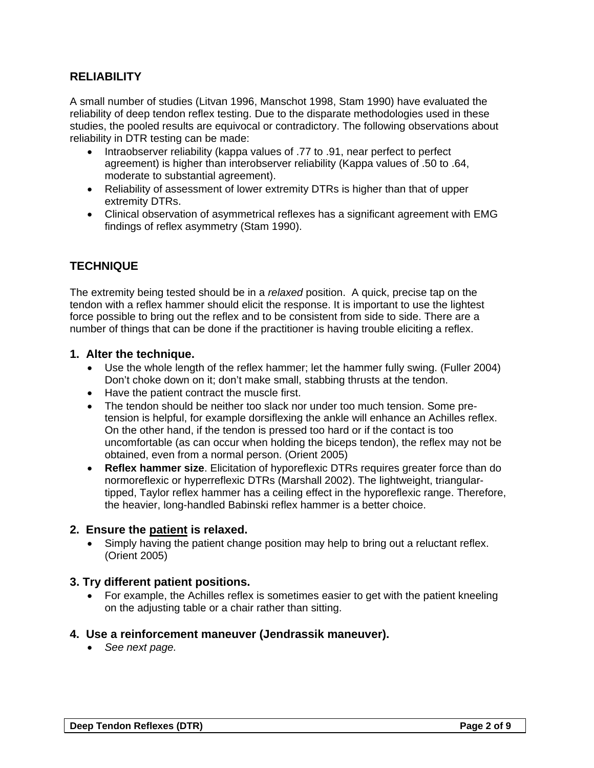## RELIABILITY

A small number of studies (Litvan 1996, Manschot 1998, Stam 1990) have evaluated the reliability of deep tendon reflex testing. Due to the disparate methodologies used in these studies, the pooled results are equivocal or contradictory. The following observations about reliability in DTR testing can be made:

- Intraobserver reliability (kappa values of .77 to .91, near perfect to perfect agreement) is higher than interobserver reliability (Kappa values of .50 to .64, moderate to substantial agreement).
- Reliability of assessment of lower extremity DTRs is higher than that of upper extremity DTRs.
- Clinical observation of asymmetrical reflexes has a significant agreement with EMG findings of reflex asymmetry (Stam 1990).

## TECHNIQUE

The extremity being tested should be in a *relaxed* position. A quick, precise tap on the tendon with a reflex hammer should elicit the response. It is important to use the lightest force possible to bring out the reflex and to be consistent from side to side. There are a number of things that can be done if the practitioner is having trouble eliciting a reflex.

### 1. Alter the technique.

- Use the whole length of the reflex hammer; let the hammer fully swing. (Fuller 2004) Don't choke down on it; don't make small, stabbing thrusts at the tendon.
- Have the patient contract the muscle first.
- The tendon should be neither too slack nor under too much tension. Some pre-tension is helpful, for example dorsiflexing the ankle will enhance an Achilles reflex. On the other hand, if the tendon is pressed too hard or if the contact is too uncomfortable (as can occur when holding the biceps tendon), the reflex may not be obtained, even from a normal person. (Orient 2005)
- **Reflex hammer size**. Elicitation of hyporeflexic DTRs requires greater force than do normoreflexic or hyperreflexic DTRs (Marshall 2002). The lightweight, triangular-tipped, Taylor reflex hammer has a ceiling effect in the hyporeflexic range. Therefore, the heavier, long-handled Babinski reflex hammer is a better choice.

### 2. Ensure the <u>patient</u> is relaxed.

- Simply having the patient change position may help to bring out a reluctant reflex. (Orient 2005)

### 3. Try different patient positions.

- For example, the Achilles reflex is sometimes easier to get with the patient kneeling on the adjusting table or a chair rather than sitting.

### 4. Use a reinforcement maneuver (Jendrassik maneuver).

- *See next page.*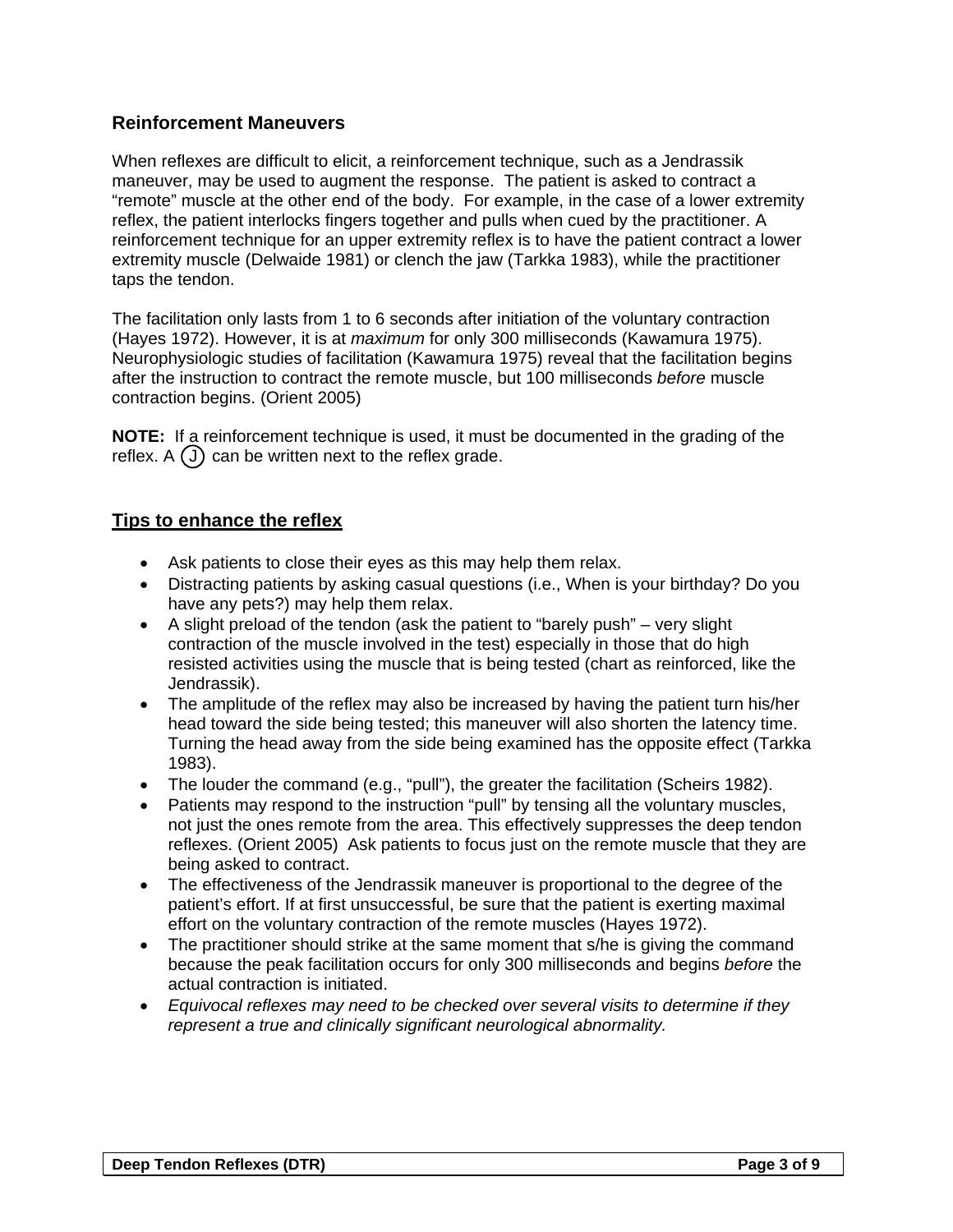## Reinforcement Maneuvers

When reflexes are difficult to elicit, a reinforcement technique, such as a Jendrassik maneuver, may be used to augment the response. The patient is asked to contract a "remote" muscle at the other end of the body. For example, in the case of a lower extremity reflex, the patient interlocks fingers together and pulls when cued by the practitioner. A reinforcement technique for an upper extremity reflex is to have the patient contract a lower extremity muscle (Delwaide 1981) or clench the jaw (Tarkka 1983), while the practitioner taps the tendon.

The facilitation only lasts from 1 to 6 seconds after initiation of the voluntary contraction (Hayes 1972). However, it is at *maximum* for only 300 milliseconds (Kawamura 1975). Neurophysiologic studies of facilitation (Kawamura 1975) reveal that the facilitation begins after the instruction to contract the remote muscle, but 100 milliseconds *before* muscle contraction begins. (Orient 2005)

**NOTE:** If a reinforcement technique is used, it must be documented in the grading of the reflex. A Ⓙ can be written next to the reflex grade.

## Tips to enhance the reflex

- Ask patients to close their eyes as this may help them relax.
- Distracting patients by asking casual questions (i.e., When is your birthday? Do you have any pets?) may help them relax.
- A slight preload of the tendon (ask the patient to "barely push" – very slight contraction of the muscle involved in the test) especially in those that do high resisted activities using the muscle that is being tested (chart as reinforced, like the Jendrassik).
- The amplitude of the reflex may also be increased by having the patient turn his/her head toward the side being tested; this maneuver will also shorten the latency time. Turning the head away from the side being examined has the opposite effect (Tarkka 1983).
- The louder the command (e.g., "pull"), the greater the facilitation (Scheirs 1982).
- Patients may respond to the instruction "pull" by tensing all the voluntary muscles, not just the ones remote from the area. This effectively suppresses the deep tendon reflexes. (Orient 2005) Ask patients to focus just on the remote muscle that they are being asked to contract.
- The effectiveness of the Jendrassik maneuver is proportional to the degree of the patient's effort. If at first unsuccessful, be sure that the patient is exerting maximal effort on the voluntary contraction of the remote muscles (Hayes 1972).
- The practitioner should strike at the same moment that s/he is giving the command because the peak facilitation occurs for only 300 milliseconds and begins *before* the actual contraction is initiated.
- *Equivocal reflexes may need to be checked over several visits to determine if they represent a true and clinically significant neurological abnormality.*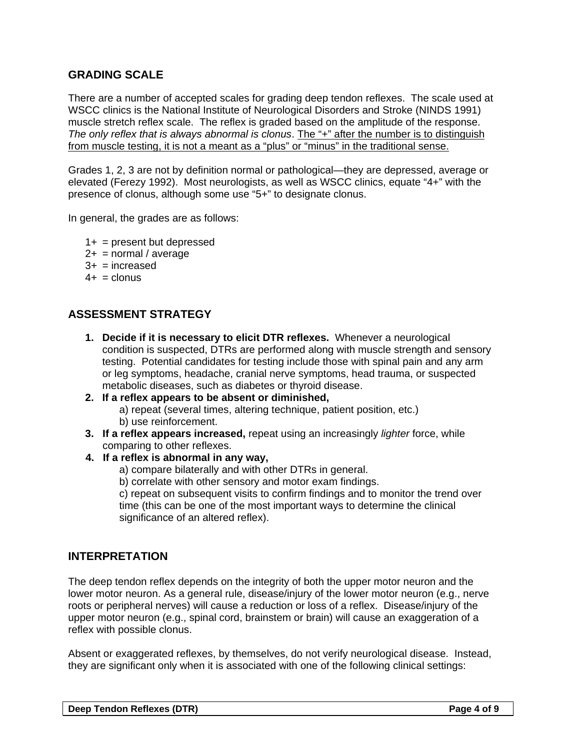## GRADING SCALE

There are a number of accepted scales for grading deep tendon reflexes. The scale used at WSCC clinics is the National Institute of Neurological Disorders and Stroke (NINDS 1991) muscle stretch reflex scale. The reflex is graded based on the amplitude of the response. *The only reflex that is always abnormal is clonus*. <u>The "+" after the number is to distinguish from muscle testing, it is not a meant as a "plus" or "minus" in the traditional sense.</u>

Grades 1, 2, 3 are not by definition normal or pathological—they are depressed, average or elevated (Ferezy 1992). Most neurologists, as well as WSCC clinics, equate "4+" with the presence of clonus, although some use "5+" to designate clonus.

In general, the grades are as follows:

- 1+ = present but depressed
- 2+ = normal / average
- 3+ = increased
- 4+ = clonus

## ASSESSMENT STRATEGY

1. **Decide if it is necessary to elicit DTR reflexes.** Whenever a neurological condition is suspected, DTRs are performed along with muscle strength and sensory testing. Potential candidates for testing include those with spinal pain and any arm or leg symptoms, headache, cranial nerve symptoms, head trauma, or suspected metabolic diseases, such as diabetes or thyroid disease.
2. **If a reflex appears to be absent or diminished,**
   a) repeat (several times, altering technique, patient position, etc.)
   b) use reinforcement.
3. **If a reflex appears increased,** repeat using an increasingly *lighter* force, while comparing to other reflexes.
4. **If a reflex is abnormal in any way,**
   a) compare bilaterally and with other DTRs in general.
   b) correlate with other sensory and motor exam findings.
   c) repeat on subsequent visits to confirm findings and to monitor the trend over time (this can be one of the most important ways to determine the clinical significance of an altered reflex).

## INTERPRETATION

The deep tendon reflex depends on the integrity of both the upper motor neuron and the lower motor neuron. As a general rule, disease/injury of the lower motor neuron (e.g., nerve roots or peripheral nerves) will cause a reduction or loss of a reflex. Disease/injury of the upper motor neuron (e.g., spinal cord, brainstem or brain) will cause an exaggeration of a reflex with possible clonus.

Absent or exaggerated reflexes, by themselves, do not verify neurological disease. Instead, they are significant only when it is associated with one of the following clinical settings: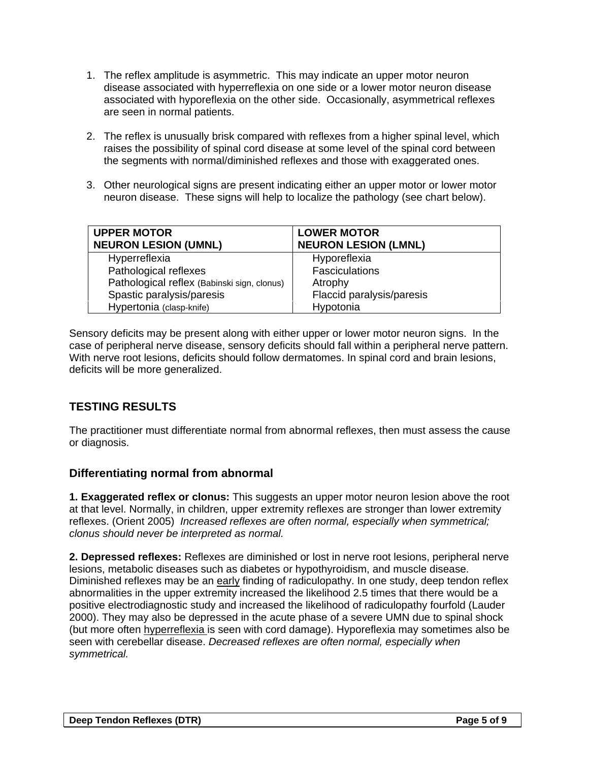1. The reflex amplitude is asymmetric. This may indicate an upper motor neuron disease associated with hyperreflexia on one side or a lower motor neuron disease associated with hyporeflexia on the other side. Occasionally, asymmetrical reflexes are seen in normal patients.

2. The reflex is unusually brisk compared with reflexes from a higher spinal level, which raises the possibility of spinal cord disease at some level of the spinal cord between the segments with normal/diminished reflexes and those with exaggerated ones.

3. Other neurological signs are present indicating either an upper motor or lower motor neuron disease. These signs will help to localize the pathology (see chart below).

| **UPPER MOTOR NEURON LESION (UMNL)** | **LOWER MOTOR NEURON LESION (LMNL)** |
|---|---|
| Hyperreflexia | Hyporeflexia |
| Pathological reflexes | Fasciculations |
| Pathological reflex (Babinski sign, clonus) | Atrophy |
| Spastic paralysis/paresis | Flaccid paralysis/paresis |
| Hypertonia (clasp-knife) | Hypotonia |

Sensory deficits may be present along with either upper or lower motor neuron signs. In the case of peripheral nerve disease, sensory deficits should fall within a peripheral nerve pattern. With nerve root lesions, deficits should follow dermatomes. In spinal cord and brain lesions, deficits will be more generalized.

## TESTING RESULTS

The practitioner must differentiate normal from abnormal reflexes, then must assess the cause or diagnosis.

### Differentiating normal from abnormal

**1. Exaggerated reflex or clonus:** This suggests an upper motor neuron lesion above the root at that level. Normally, in children, upper extremity reflexes are stronger than lower extremity reflexes. (Orient 2005) *Increased reflexes are often normal, especially when symmetrical; clonus should never be interpreted as normal.*

**2. Depressed reflexes:** Reflexes are diminished or lost in nerve root lesions, peripheral nerve lesions, metabolic diseases such as diabetes or hypothyroidism, and muscle disease. Diminished reflexes may be an early finding of radiculopathy. In one study, deep tendon reflex abnormalities in the upper extremity increased the likelihood 2.5 times that there would be a positive electrodiagnostic study and increased the likelihood of radiculopathy fourfold (Lauder 2000). They may also be depressed in the acute phase of a severe UMN due to spinal shock (but more often hyperreflexia is seen with cord damage). Hyporeflexia may sometimes also be seen with cerebellar disease. *Decreased reflexes are often normal, especially when symmetrical.*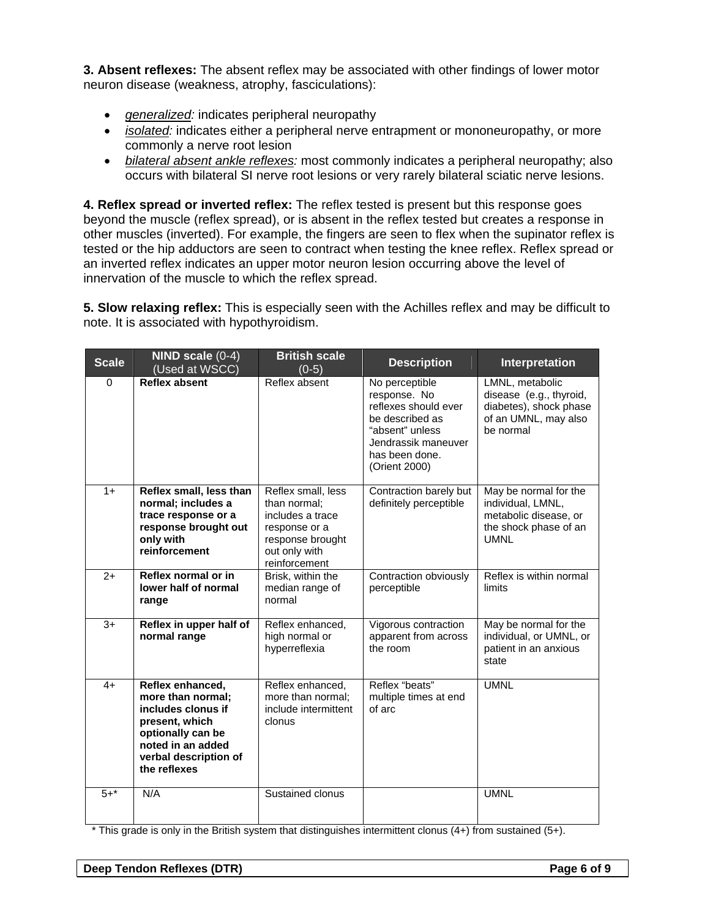**3. Absent reflexes:** The absent reflex may be associated with other findings of lower motor neuron disease (weakness, atrophy, fasciculations):

- *generalized:* indicates peripheral neuropathy
- *isolated:* indicates either a peripheral nerve entrapment or mononeuropathy, or more commonly a nerve root lesion
- *bilateral absent ankle reflexes:* most commonly indicates a peripheral neuropathy; also occurs with bilateral SI nerve root lesions or very rarely bilateral sciatic nerve lesions.

**4. Reflex spread or inverted reflex:** The reflex tested is present but this response goes beyond the muscle (reflex spread), or is absent in the reflex tested but creates a response in other muscles (inverted). For example, the fingers are seen to flex when the supinator reflex is tested or the hip adductors are seen to contract when testing the knee reflex. Reflex spread or an inverted reflex indicates an upper motor neuron lesion occurring above the level of innervation of the muscle to which the reflex spread.

**5. Slow relaxing reflex:** This is especially seen with the Achilles reflex and may be difficult to note. It is associated with hypothyroidism.

| Scale | **NIND scale** (0-4) (Used at WSCC) | **British scale** (0-5) | Description | Interpretation |
|---|---|---|---|---|
| 0 | **Reflex absent** | Reflex absent | No perceptible response. No reflexes should ever be described as "absent" unless Jendrassik maneuver has been done. (Orient 2000) | LMNL, metabolic disease (e.g., thyroid, diabetes), shock phase of an UMNL, may also be normal |
| 1+ | **Reflex small, less than normal; includes a trace response or a response brought out only with reinforcement** | Reflex small, less than normal; includes a trace response or a response brought out only with reinforcement | Contraction barely but definitely perceptible | May be normal for the individual, LMNL, metabolic disease, or the shock phase of an UMNL |
| 2+ | **Reflex normal or in lower half of normal range** | Brisk, within the median range of normal | Contraction obviously perceptible | Reflex is within normal limits |
| 3+ | **Reflex in upper half of normal range** | Reflex enhanced, high normal or hyperreflexia | Vigorous contraction apparent from across the room | May be normal for the individual, or UMNL, or patient in an anxious state |
| 4+ | **Reflex enhanced, more than normal; includes clonus if present, which optionally can be noted in an added verbal description of the reflexes** | Reflex enhanced, more than normal; include intermittent clonus | Reflex "beats" multiple times at end of arc | UMNL |
| 5+* | N/A | Sustained clonus | | UMNL |

\* This grade is only in the British system that distinguishes intermittent clonus (4+) from sustained (5+).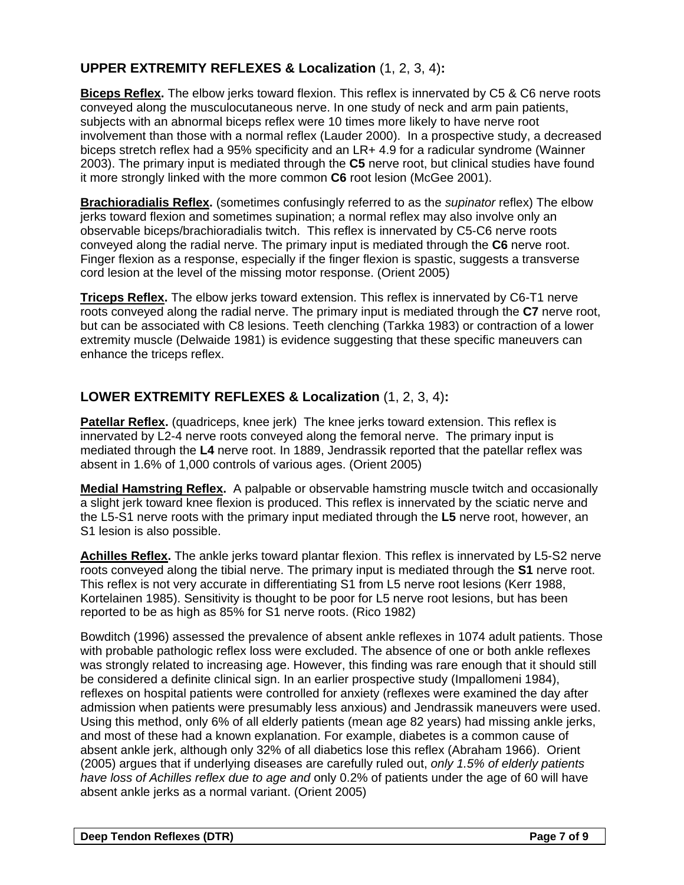## **UPPER EXTREMITY REFLEXES & Localization** (1, 2, 3, 4)**:**

**Biceps Reflex.** The elbow jerks toward flexion. This reflex is innervated by C5 & C6 nerve roots conveyed along the musculocutaneous nerve. In one study of neck and arm pain patients, subjects with an abnormal biceps reflex were 10 times more likely to have nerve root involvement than those with a normal reflex (Lauder 2000). In a prospective study, a decreased biceps stretch reflex had a 95% specificity and an LR+ 4.9 for a radicular syndrome (Wainner 2003). The primary input is mediated through the **C5** nerve root, but clinical studies have found it more strongly linked with the more common **C6** root lesion (McGee 2001).

**Brachioradialis Reflex.** (sometimes confusingly referred to as the *supinator* reflex) The elbow jerks toward flexion and sometimes supination; a normal reflex may also involve only an observable biceps/brachioradialis twitch. This reflex is innervated by C5-C6 nerve roots conveyed along the radial nerve. The primary input is mediated through the **C6** nerve root. Finger flexion as a response, especially if the finger flexion is spastic, suggests a transverse cord lesion at the level of the missing motor response. (Orient 2005)

**Triceps Reflex.** The elbow jerks toward extension. This reflex is innervated by C6-T1 nerve roots conveyed along the radial nerve. The primary input is mediated through the **C7** nerve root, but can be associated with C8 lesions. Teeth clenching (Tarkka 1983) or contraction of a lower extremity muscle (Delwaide 1981) is evidence suggesting that these specific maneuvers can enhance the triceps reflex.

## **LOWER EXTREMITY REFLEXES & Localization** (1, 2, 3, 4)**:**

**Patellar Reflex.** (quadriceps, knee jerk) The knee jerks toward extension. This reflex is innervated by L2-4 nerve roots conveyed along the femoral nerve. The primary input is mediated through the **L4** nerve root. In 1889, Jendrassik reported that the patellar reflex was absent in 1.6% of 1,000 controls of various ages. (Orient 2005)

**Medial Hamstring Reflex.** A palpable or observable hamstring muscle twitch and occasionally a slight jerk toward knee flexion is produced. This reflex is innervated by the sciatic nerve and the L5-S1 nerve roots with the primary input mediated through the **L5** nerve root, however, an S1 lesion is also possible.

**Achilles Reflex.** The ankle jerks toward plantar flexion. This reflex is innervated by L5-S2 nerve roots conveyed along the tibial nerve. The primary input is mediated through the **S1** nerve root. This reflex is not very accurate in differentiating S1 from L5 nerve root lesions (Kerr 1988, Kortelainen 1985). Sensitivity is thought to be poor for L5 nerve root lesions, but has been reported to be as high as 85% for S1 nerve roots. (Rico 1982)

Bowditch (1996) assessed the prevalence of absent ankle reflexes in 1074 adult patients. Those with probable pathologic reflex loss were excluded. The absence of one or both ankle reflexes was strongly related to increasing age. However, this finding was rare enough that it should still be considered a definite clinical sign. In an earlier prospective study (Impallomeni 1984), reflexes on hospital patients were controlled for anxiety (reflexes were examined the day after admission when patients were presumably less anxious) and Jendrassik maneuvers were used. Using this method, only 6% of all elderly patients (mean age 82 years) had missing ankle jerks, and most of these had a known explanation. For example, diabetes is a common cause of absent ankle jerk, although only 32% of all diabetics lose this reflex (Abraham 1966). Orient (2005) argues that if underlying diseases are carefully ruled out, *only 1.5% of elderly patients have loss of Achilles reflex due to age and* only 0.2% of patients under the age of 60 will have absent ankle jerks as a normal variant. (Orient 2005)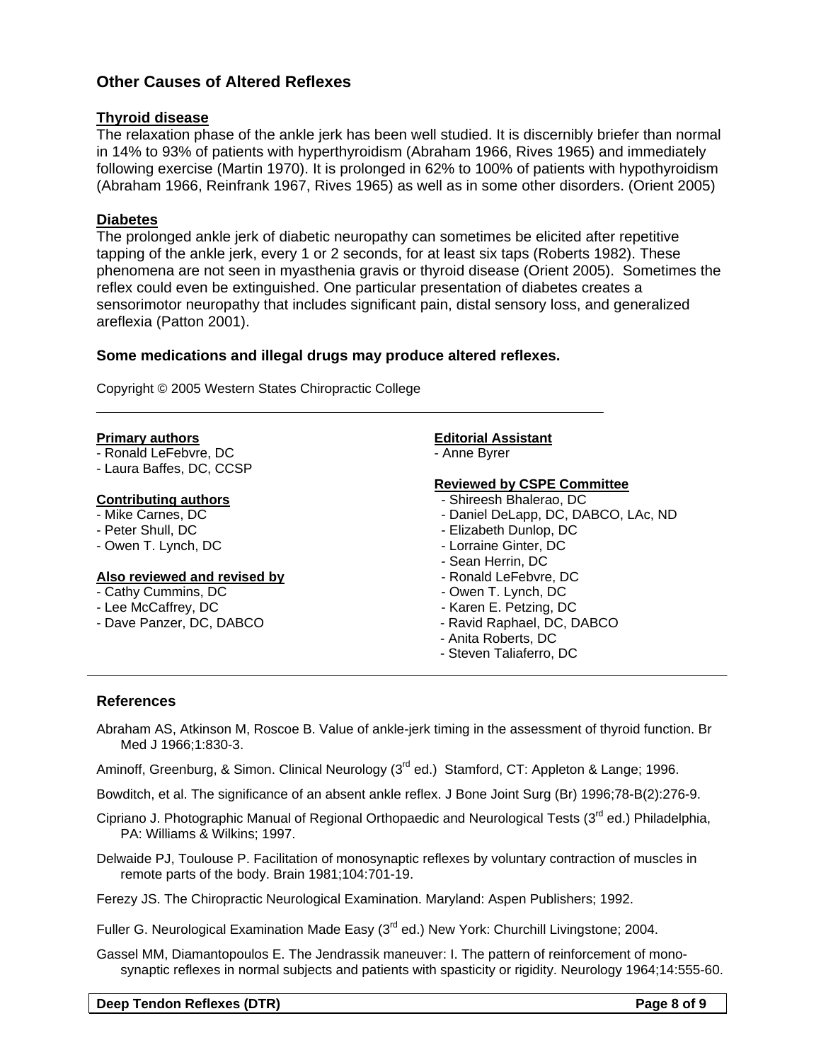## Other Causes of Altered Reflexes

### Thyroid disease

The relaxation phase of the ankle jerk has been well studied. It is discernibly briefer than normal in 14% to 93% of patients with hyperthyroidism (Abraham 1966, Rives 1965) and immediately following exercise (Martin 1970). It is prolonged in 62% to 100% of patients with hypothyroidism (Abraham 1966, Reinfrank 1967, Rives 1965) as well as in some other disorders. (Orient 2005)

### Diabetes

The prolonged ankle jerk of diabetic neuropathy can sometimes be elicited after repetitive tapping of the ankle jerk, every 1 or 2 seconds, for at least six taps (Roberts 1982). These phenomena are not seen in myasthenia gravis or thyroid disease (Orient 2005). Sometimes the reflex could even be extinguished. One particular presentation of diabetes creates a sensorimotor neuropathy that includes significant pain, distal sensory loss, and generalized areflexia (Patton 2001).

**Some medications and illegal drugs may produce altered reflexes.**

Copyright © 2005 Western States Chiropractic College

---

**Primary authors**
- Ronald LeFebvre, DC
- Laura Baffes, DC, CCSP

**Contributing authors**
- Mike Carnes, DC
- Peter Shull, DC
- Owen T. Lynch, DC

**Also reviewed and revised by**
- Cathy Cummins, DC
- Lee McCaffrey, DC
- Dave Panzer, DC, DABCO

**Editorial Assistant**
- Anne Byrer

**Reviewed by CSPE Committee**
- Shireesh Bhalerao, DC
- Daniel DeLapp, DC, DABCO, LAc, ND
- Elizabeth Dunlop, DC
- Lorraine Ginter, DC
- Sean Herrin, DC
- Ronald LeFebvre, DC
- Owen T. Lynch, DC
- Karen E. Petzing, DC
- Ravid Raphael, DC, DABCO
- Anita Roberts, DC
- Steven Taliaferro, DC

---

## References

Abraham AS, Atkinson M, Roscoe B. Value of ankle-jerk timing in the assessment of thyroid function. Br Med J 1966;1:830-3.

Aminoff, Greenburg, & Simon. Clinical Neurology (3rd ed.) Stamford, CT: Appleton & Lange; 1996.

Bowditch, et al. The significance of an absent ankle reflex. J Bone Joint Surg (Br) 1996;78-B(2):276-9.

Cipriano J. Photographic Manual of Regional Orthopaedic and Neurological Tests (3rd ed.) Philadelphia, PA: Williams & Wilkins; 1997.

Delwaide PJ, Toulouse P. Facilitation of monosynaptic reflexes by voluntary contraction of muscles in remote parts of the body. Brain 1981;104:701-19.

Ferezy JS. The Chiropractic Neurological Examination. Maryland: Aspen Publishers; 1992.

Fuller G. Neurological Examination Made Easy (3rd ed.) New York: Churchill Livingstone; 2004.

Gassel MM, Diamantopoulos E. The Jendrassik maneuver: I. The pattern of reinforcement of mono-synaptic reflexes in normal subjects and patients with spasticity or rigidity. Neurology 1964;14:555-60.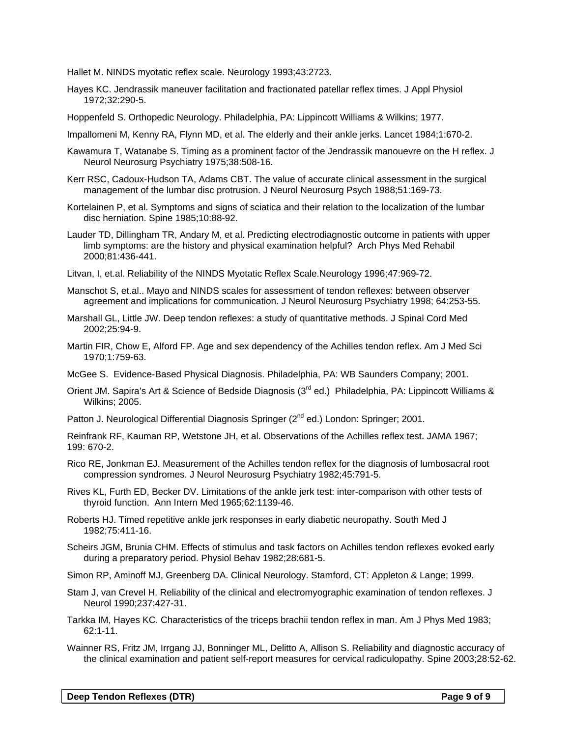Hallet M. NINDS myotatic reflex scale. Neurology 1993;43:2723.

Hayes KC. Jendrassik maneuver facilitation and fractionated patellar reflex times. J Appl Physiol 1972;32:290-5.

Hoppenfeld S. Orthopedic Neurology. Philadelphia, PA: Lippincott Williams & Wilkins; 1977.

Impallomeni M, Kenny RA, Flynn MD, et al. The elderly and their ankle jerks. Lancet 1984;1:670-2.

Kawamura T, Watanabe S. Timing as a prominent factor of the Jendrassik manouevre on the H reflex. J Neurol Neurosurg Psychiatry 1975;38:508-16.

Kerr RSC, Cadoux-Hudson TA, Adams CBT. The value of accurate clinical assessment in the surgical management of the lumbar disc protrusion. J Neurol Neurosurg Psych 1988;51:169-73.

Kortelainen P, et al. Symptoms and signs of sciatica and their relation to the localization of the lumbar disc herniation. Spine 1985;10:88-92.

Lauder TD, Dillingham TR, Andary M, et al. Predicting electrodiagnostic outcome in patients with upper limb symptoms: are the history and physical examination helpful? Arch Phys Med Rehabil 2000;81:436-441.

Litvan, I, et.al. Reliability of the NINDS Myotatic Reflex Scale.Neurology 1996;47:969-72.

Manschot S, et.al.. Mayo and NINDS scales for assessment of tendon reflexes: between observer agreement and implications for communication. J Neurol Neurosurg Psychiatry 1998; 64:253-55.

Marshall GL, Little JW. Deep tendon reflexes: a study of quantitative methods. J Spinal Cord Med 2002;25:94-9.

Martin FIR, Chow E, Alford FP. Age and sex dependency of the Achilles tendon reflex. Am J Med Sci 1970;1:759-63.

McGee S. Evidence-Based Physical Diagnosis. Philadelphia, PA: WB Saunders Company; 2001.

Orient JM. Sapira's Art & Science of Bedside Diagnosis (3rd ed.) Philadelphia, PA: Lippincott Williams & Wilkins; 2005.

Patton J. Neurological Differential Diagnosis Springer (2nd ed.) London: Springer; 2001.

Reinfrank RF, Kauman RP, Wetstone JH, et al. Observations of the Achilles reflex test. JAMA 1967; 199: 670-2.

Rico RE, Jonkman EJ. Measurement of the Achilles tendon reflex for the diagnosis of lumbosacral root compression syndromes. J Neurol Neurosurg Psychiatry 1982;45:791-5.

Rives KL, Furth ED, Becker DV. Limitations of the ankle jerk test: inter-comparison with other tests of thyroid function. Ann Intern Med 1965;62:1139-46.

Roberts HJ. Timed repetitive ankle jerk responses in early diabetic neuropathy. South Med J 1982;75:411-16.

Scheirs JGM, Brunia CHM. Effects of stimulus and task factors on Achilles tendon reflexes evoked early during a preparatory period. Physiol Behav 1982;28:681-5.

Simon RP, Aminoff MJ, Greenberg DA. Clinical Neurology. Stamford, CT: Appleton & Lange; 1999.

Stam J, van Crevel H. Reliability of the clinical and electromyographic examination of tendon reflexes. J Neurol 1990;237:427-31.

Tarkka IM, Hayes KC. Characteristics of the triceps brachii tendon reflex in man. Am J Phys Med 1983; 62:1-11.

Wainner RS, Fritz JM, Irrgang JJ, Bonninger ML, Delitto A, Allison S. Reliability and diagnostic accuracy of the clinical examination and patient self-report measures for cervical radiculopathy. Spine 2003;28:52-62.